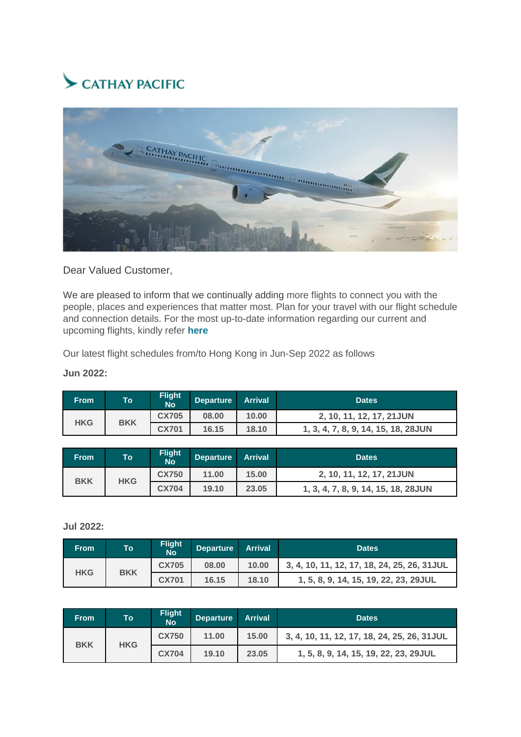CATHAY PACIFIC

Dear Valued Customer,

We are pleased to inform that we continually adding more flights to connect you with the people, places and experiences that matter most. Plan for your travel with our flight schedule and connection details. For the most up-to-date information regarding our current and upcoming flights, kindly refer **here**

Our latest flight schedules from/to Hong Kong in Jun-Sep 2022 as follows

**Jun 2022:**

| From | To | Flight No | Departure | Arrival | Dates |
|---|---|---|---|---|---|
| HKG | BKK | CX705 | 08.00 | 10.00 | 2, 10, 11, 12, 17, 21JUN |
| | | CX701 | 16.15 | 18.10 | 1, 3, 4, 7, 8, 9, 14, 15, 18, 28JUN |

| From | To | Flight No | Departure | Arrival | Dates |
|---|---|---|---|---|---|
| BKK | HKG | CX750 | 11.00 | 15.00 | 2, 10, 11, 12, 17, 21JUN |
| | | CX704 | 19.10 | 23.05 | 1, 3, 4, 7, 8, 9, 14, 15, 18, 28JUN |

**Jul 2022:**

| From | To | Flight No | Departure | Arrival | Dates |
|---|---|---|---|---|---|
| HKG | BKK | CX705 | 08.00 | 10.00 | 3, 4, 10, 11, 12, 17, 18, 24, 25, 26, 31JUL |
| | | CX701 | 16.15 | 18.10 | 1, 5, 8, 9, 14, 15, 19, 22, 23, 29JUL |

| From | To | Flight No | Departure | Arrival | Dates |
|---|---|---|---|---|---|
| BKK | HKG | CX750 | 11.00 | 15.00 | 3, 4, 10, 11, 12, 17, 18, 24, 25, 26, 31JUL |
| | | CX704 | 19.10 | 23.05 | 1, 5, 8, 9, 14, 15, 19, 22, 23, 29JUL |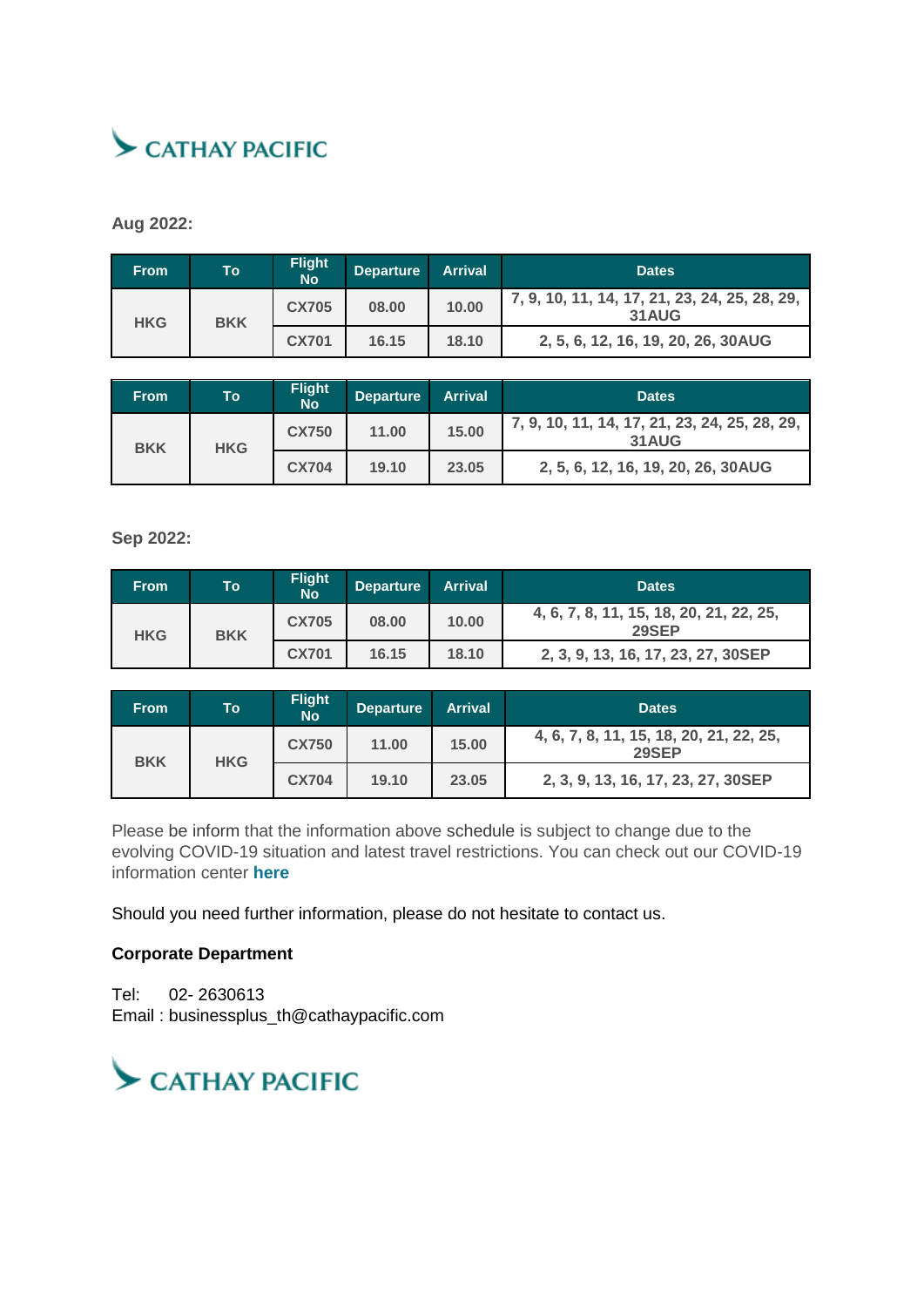CATHAY PACIFIC

**Aug 2022:**

| From | To | Flight No | Departure | Arrival | Dates |
|---|---|---|---|---|---|
| HKG | BKK | CX705 | 08.00 | 10.00 | 7, 9, 10, 11, 14, 17, 21, 23, 24, 25, 28, 29, 31AUG |
| | | CX701 | 16.15 | 18.10 | 2, 5, 6, 12, 16, 19, 20, 26, 30AUG |

| From | To | Flight No | Departure | Arrival | Dates |
|---|---|---|---|---|---|
| BKK | HKG | CX750 | 11.00 | 15.00 | 7, 9, 10, 11, 14, 17, 21, 23, 24, 25, 28, 29, 31AUG |
| | | CX704 | 19.10 | 23.05 | 2, 5, 6, 12, 16, 19, 20, 26, 30AUG |

**Sep 2022:**

| From | To | Flight No | Departure | Arrival | Dates |
|---|---|---|---|---|---|
| HKG | BKK | CX705 | 08.00 | 10.00 | 4, 6, 7, 8, 11, 15, 18, 20, 21, 22, 25, 29SEP |
| | | CX701 | 16.15 | 18.10 | 2, 3, 9, 13, 16, 17, 23, 27, 30SEP |

| From | To | Flight No | Departure | Arrival | Dates |
|---|---|---|---|---|---|
| BKK | HKG | CX750 | 11.00 | 15.00 | 4, 6, 7, 8, 11, 15, 18, 20, 21, 22, 25, 29SEP |
| | | CX704 | 19.10 | 23.05 | 2, 3, 9, 13, 16, 17, 23, 27, 30SEP |

Please be inform that the information above schedule is subject to change due to the evolving COVID-19 situation and latest travel restrictions. You can check out our COVID-19 information center **here**

Should you need further information, please do not hesitate to contact us.

**Corporate Department**

Tel: 02- 2630613
Email : businessplus_th@cathaypacific.com

CATHAY PACIFIC